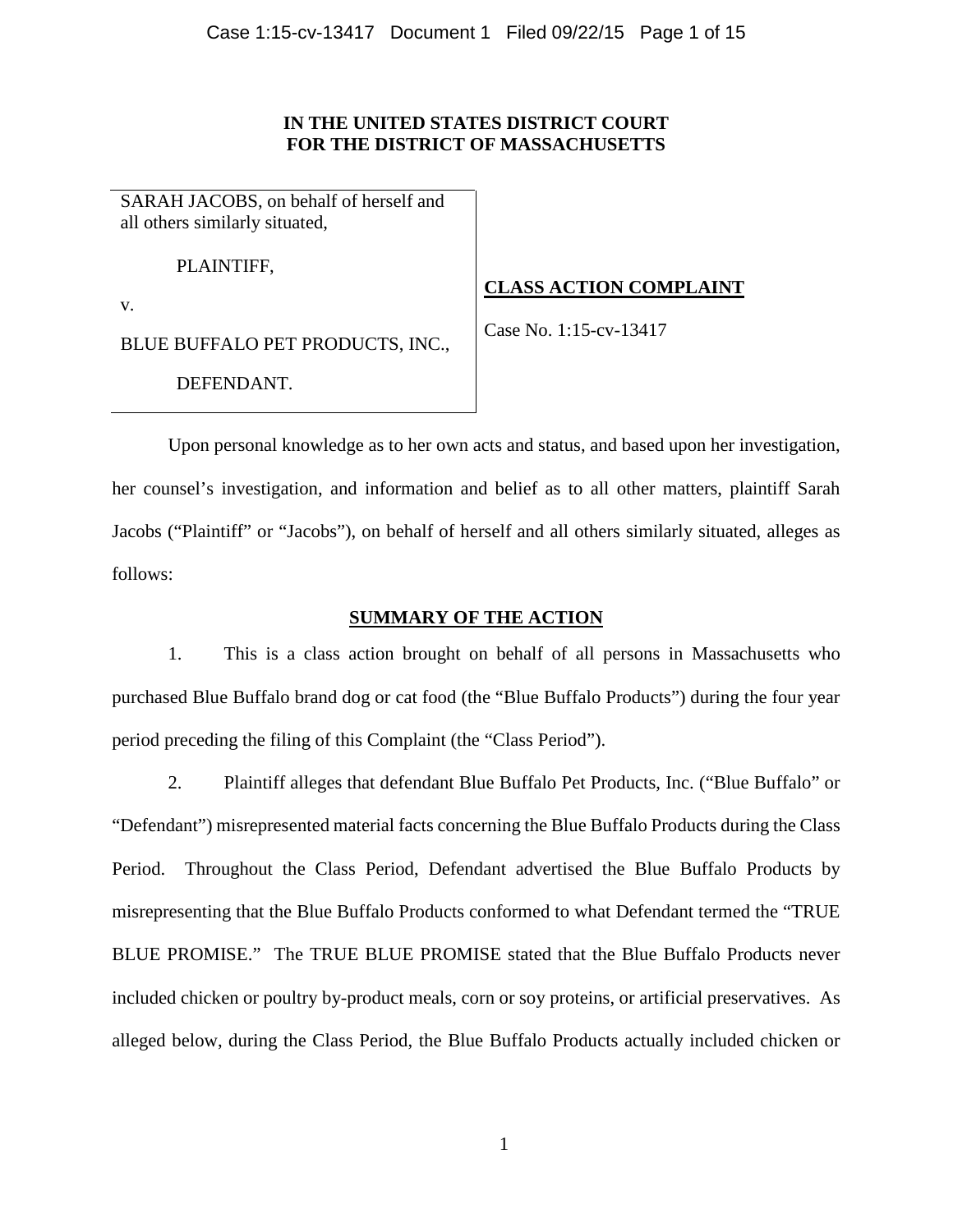**IN THE UNITED STATES DISTRICT COURT**
**FOR THE DISTRICT OF MASSACHUSETTS**

| | |
|---|---|
| SARAH JACOBS, on behalf of herself and all others similarly situated,<br><br>PLAINTIFF,<br><br>v.<br><br>BLUE BUFFALO PET PRODUCTS, INC.,<br><br>DEFENDANT. | **CLASS ACTION COMPLAINT**<br><br>Case No. 1:15-cv-13417 |

Upon personal knowledge as to her own acts and status, and based upon her investigation, her counsel's investigation, and information and belief as to all other matters, plaintiff Sarah Jacobs ("Plaintiff" or "Jacobs"), on behalf of herself and all others similarly situated, alleges as follows:

## SUMMARY OF THE ACTION

1. This is a class action brought on behalf of all persons in Massachusetts who purchased Blue Buffalo brand dog or cat food (the "Blue Buffalo Products") during the four year period preceding the filing of this Complaint (the "Class Period").

2. Plaintiff alleges that defendant Blue Buffalo Pet Products, Inc. ("Blue Buffalo" or "Defendant") misrepresented material facts concerning the Blue Buffalo Products during the Class Period. Throughout the Class Period, Defendant advertised the Blue Buffalo Products by misrepresenting that the Blue Buffalo Products conformed to what Defendant termed the "TRUE BLUE PROMISE." The TRUE BLUE PROMISE stated that the Blue Buffalo Products never included chicken or poultry by-product meals, corn or soy proteins, or artificial preservatives. As alleged below, during the Class Period, the Blue Buffalo Products actually included chicken or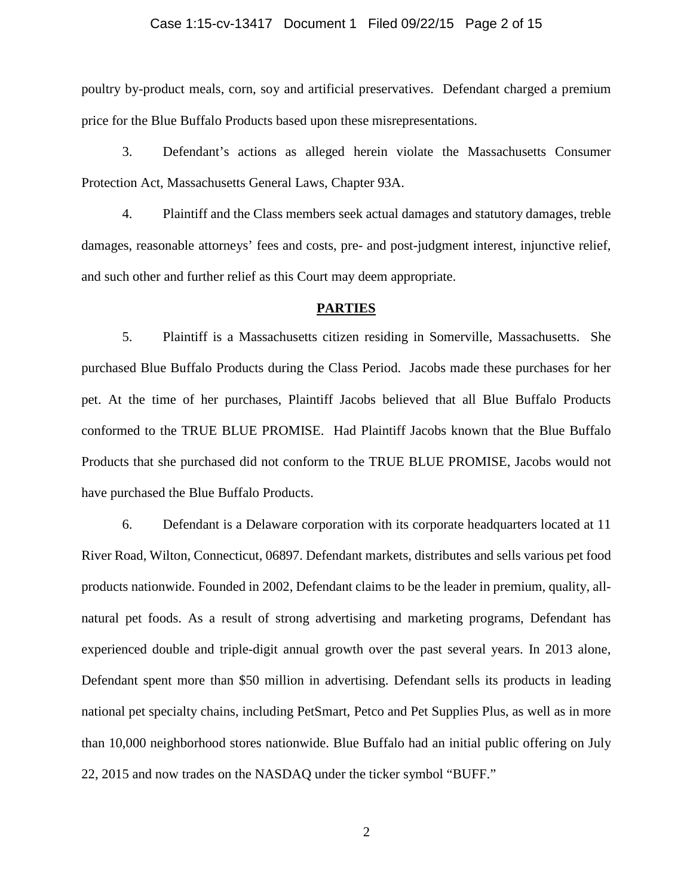poultry by-product meals, corn, soy and artificial preservatives. Defendant charged a premium price for the Blue Buffalo Products based upon these misrepresentations.

3. Defendant's actions as alleged herein violate the Massachusetts Consumer Protection Act, Massachusetts General Laws, Chapter 93A.

4. Plaintiff and the Class members seek actual damages and statutory damages, treble damages, reasonable attorneys' fees and costs, pre- and post-judgment interest, injunctive relief, and such other and further relief as this Court may deem appropriate.

## PARTIES

5. Plaintiff is a Massachusetts citizen residing in Somerville, Massachusetts. She purchased Blue Buffalo Products during the Class Period. Jacobs made these purchases for her pet. At the time of her purchases, Plaintiff Jacobs believed that all Blue Buffalo Products conformed to the TRUE BLUE PROMISE. Had Plaintiff Jacobs known that the Blue Buffalo Products that she purchased did not conform to the TRUE BLUE PROMISE, Jacobs would not have purchased the Blue Buffalo Products.

6. Defendant is a Delaware corporation with its corporate headquarters located at 11 River Road, Wilton, Connecticut, 06897. Defendant markets, distributes and sells various pet food products nationwide. Founded in 2002, Defendant claims to be the leader in premium, quality, all-natural pet foods. As a result of strong advertising and marketing programs, Defendant has experienced double and triple-digit annual growth over the past several years. In 2013 alone, Defendant spent more than $50 million in advertising. Defendant sells its products in leading national pet specialty chains, including PetSmart, Petco and Pet Supplies Plus, as well as in more than 10,000 neighborhood stores nationwide. Blue Buffalo had an initial public offering on July 22, 2015 and now trades on the NASDAQ under the ticker symbol "BUFF."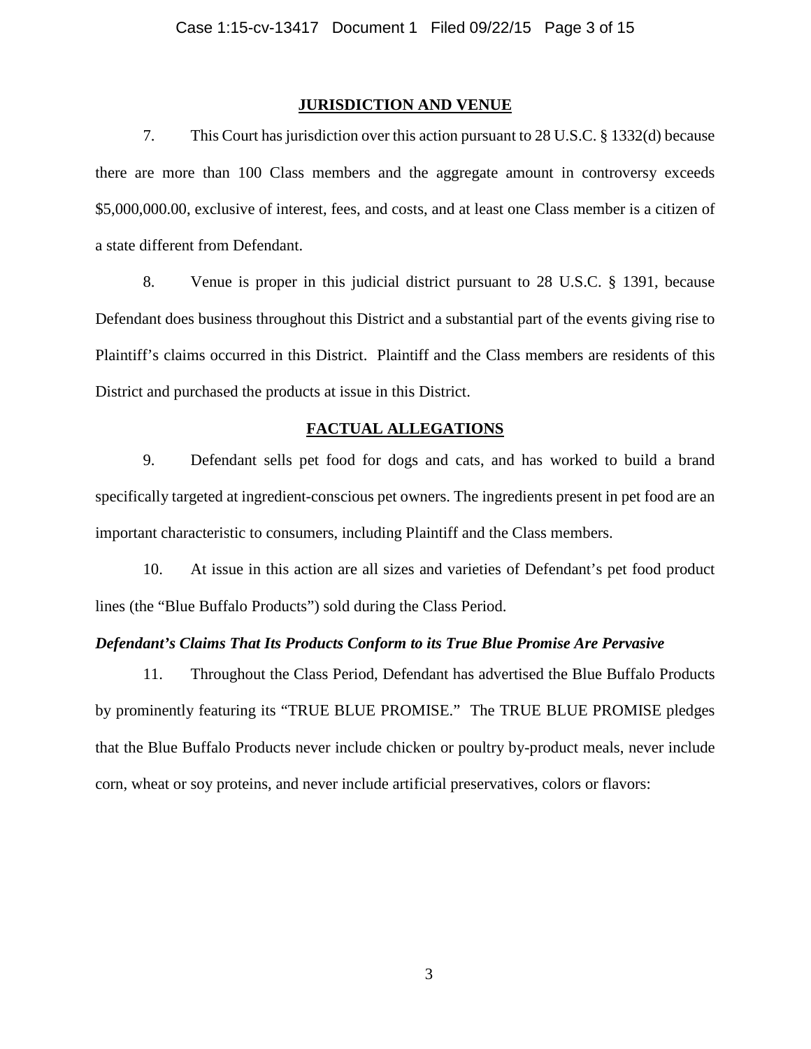## JURISDICTION AND VENUE

7. This Court has jurisdiction over this action pursuant to 28 U.S.C. § 1332(d) because there are more than 100 Class members and the aggregate amount in controversy exceeds $5,000,000.00, exclusive of interest, fees, and costs, and at least one Class member is a citizen of a state different from Defendant.

8. Venue is proper in this judicial district pursuant to 28 U.S.C. § 1391, because Defendant does business throughout this District and a substantial part of the events giving rise to Plaintiff's claims occurred in this District. Plaintiff and the Class members are residents of this District and purchased the products at issue in this District.

## FACTUAL ALLEGATIONS

9. Defendant sells pet food for dogs and cats, and has worked to build a brand specifically targeted at ingredient-conscious pet owners. The ingredients present in pet food are an important characteristic to consumers, including Plaintiff and the Class members.

10. At issue in this action are all sizes and varieties of Defendant's pet food product lines (the "Blue Buffalo Products") sold during the Class Period.

***Defendant's Claims That Its Products Conform to its True Blue Promise Are Pervasive***

11. Throughout the Class Period, Defendant has advertised the Blue Buffalo Products by prominently featuring its "TRUE BLUE PROMISE." The TRUE BLUE PROMISE pledges that the Blue Buffalo Products never include chicken or poultry by-product meals, never include corn, wheat or soy proteins, and never include artificial preservatives, colors or flavors: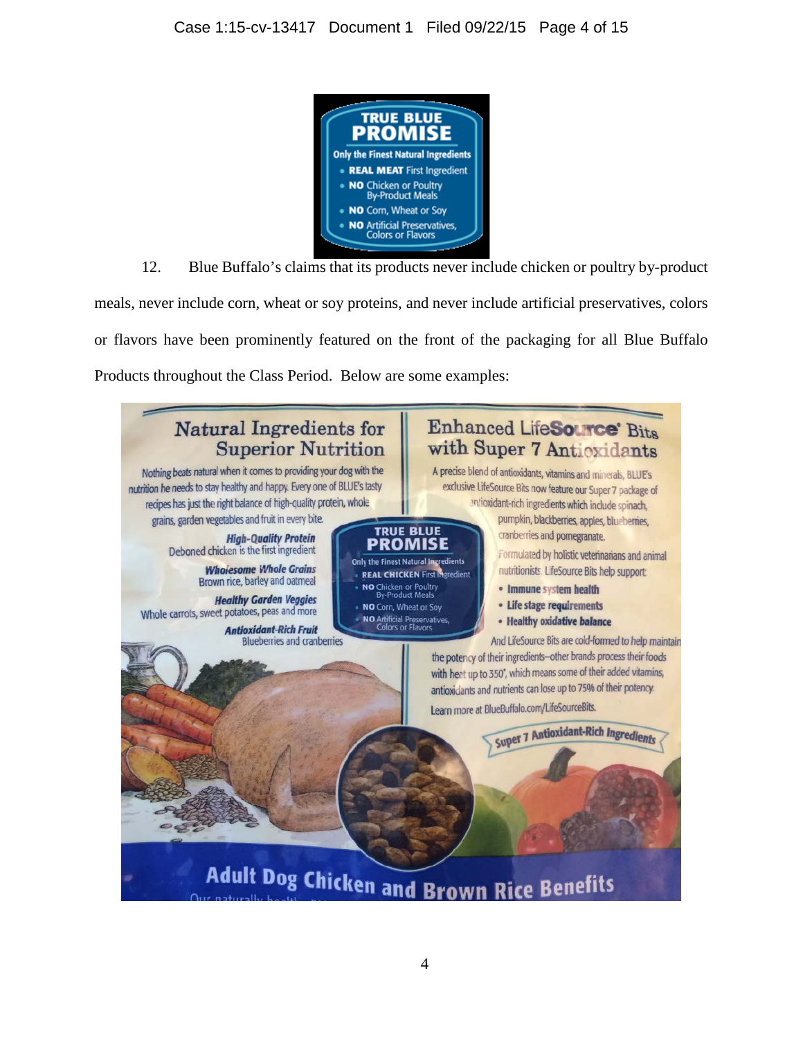12. Blue Buffalo's claims that its products never include chicken or poultry by-product meals, never include corn, wheat or soy proteins, and never include artificial preservatives, colors or flavors have been prominently featured on the front of the packaging for all Blue Buffalo Products throughout the Class Period. Below are some examples: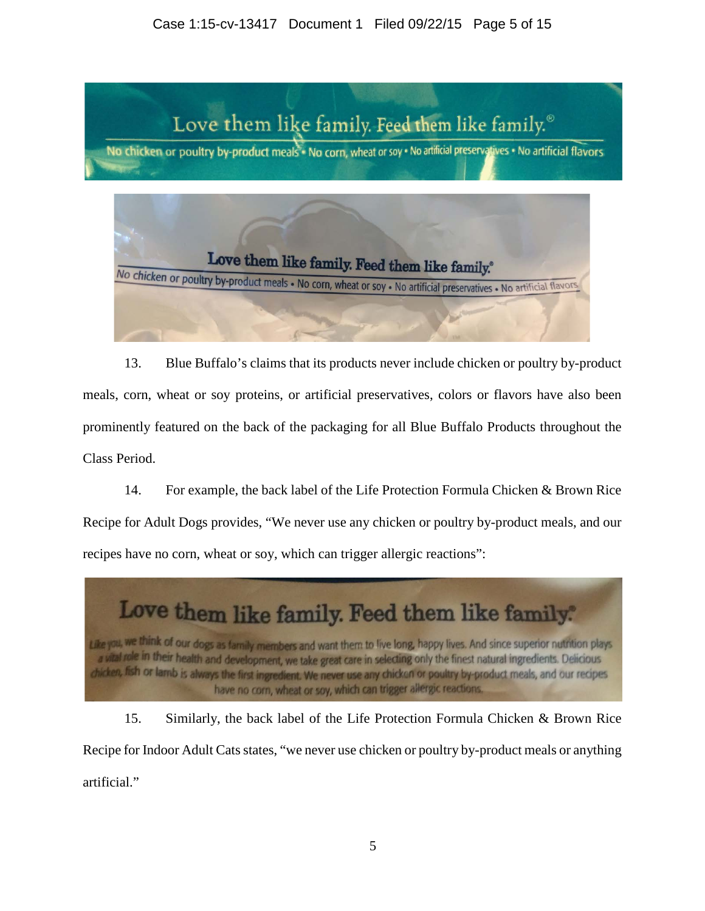Love them like family. Feed them like family.®

No chicken or poultry by-product meals • No corn, wheat or soy • No artificial preservatives • No artificial flavors

Love them like family. Feed them like family.®

No chicken or poultry by-product meals • No corn, wheat or soy • No artificial preservatives • No artificial flavors

13. Blue Buffalo's claims that its products never include chicken or poultry by-product meals, corn, wheat or soy proteins, or artificial preservatives, colors or flavors have also been prominently featured on the back of the packaging for all Blue Buffalo Products throughout the Class Period.

14. For example, the back label of the Life Protection Formula Chicken & Brown Rice Recipe for Adult Dogs provides, "We never use any chicken or poultry by-product meals, and our recipes have no corn, wheat or soy, which can trigger allergic reactions":

Love them like family. Feed them like family.®

Like you, we think of our dogs as family members and want them to live long, happy lives. And since superior nutrition plays a vital role in their health and development, we take great care in selecting only the finest natural ingredients. Delicious chicken, fish or lamb is always the first ingredient. We never use any chicken or poultry by-product meals, and our recipes have no corn, wheat or soy, which can trigger allergic reactions.

15. Similarly, the back label of the Life Protection Formula Chicken & Brown Rice Recipe for Indoor Adult Cats states, "we never use chicken or poultry by-product meals or anything artificial."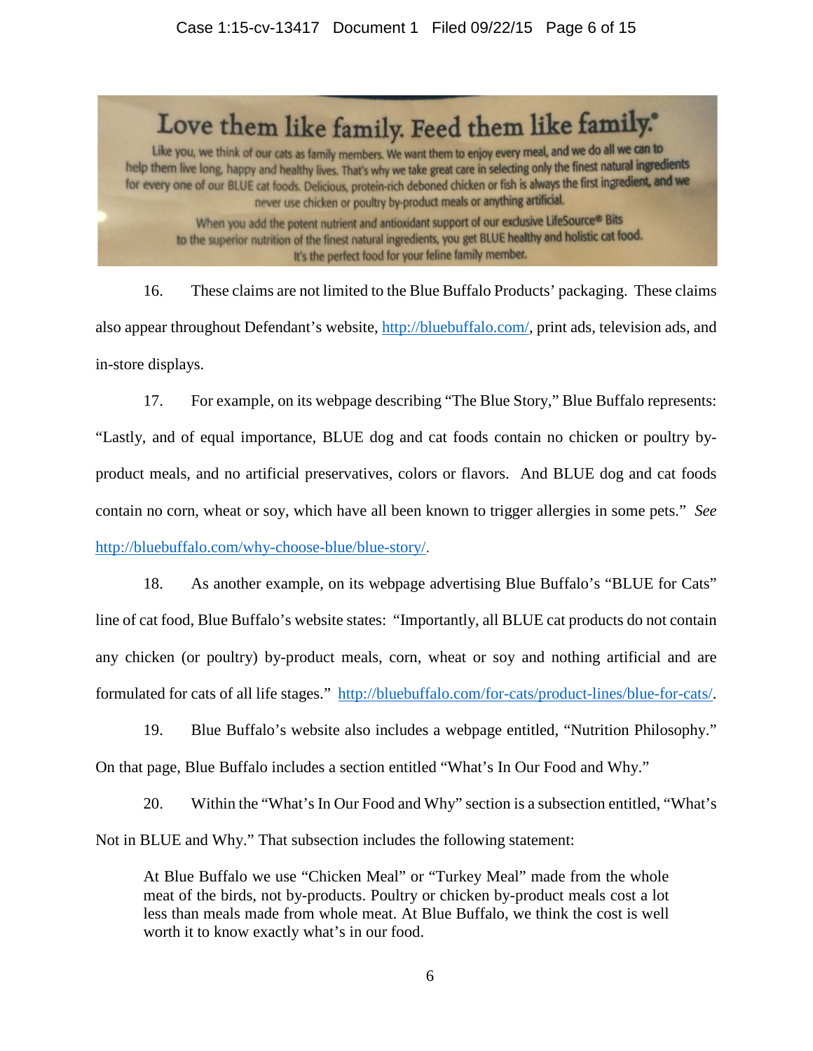Love them like family. Feed them like family.®

Like you, we think of our cats as family members. We want them to enjoy every meal, and we do all we can to help them live long, happy and healthy lives. That's why we take great care in selecting only the finest natural ingredients for every one of our BLUE cat foods. Delicious, protein-rich deboned chicken or fish is always the first ingredient, and we never use chicken or poultry by-product meals or anything artificial.

When you add the potent nutrient and antioxidant support of our exclusive LifeSource® Bits to the superior nutrition of the finest natural ingredients, you get BLUE healthy and holistic cat food. It's the perfect food for your feline family member.

16. These claims are not limited to the Blue Buffalo Products' packaging. These claims also appear throughout Defendant's website, http://bluebuffalo.com/, print ads, television ads, and in-store displays.

17. For example, on its webpage describing "The Blue Story," Blue Buffalo represents: "Lastly, and of equal importance, BLUE dog and cat foods contain no chicken or poultry by-product meals, and no artificial preservatives, colors or flavors. And BLUE dog and cat foods contain no corn, wheat or soy, which have all been known to trigger allergies in some pets." *See* http://bluebuffalo.com/why-choose-blue/blue-story/.

18. As another example, on its webpage advertising Blue Buffalo's "BLUE for Cats" line of cat food, Blue Buffalo's website states: "Importantly, all BLUE cat products do not contain any chicken (or poultry) by-product meals, corn, wheat or soy and nothing artificial and are formulated for cats of all life stages." http://bluebuffalo.com/for-cats/product-lines/blue-for-cats/.

19. Blue Buffalo's website also includes a webpage entitled, "Nutrition Philosophy." On that page, Blue Buffalo includes a section entitled "What's In Our Food and Why."

20. Within the "What's In Our Food and Why" section is a subsection entitled, "What's Not in BLUE and Why." That subsection includes the following statement:

> At Blue Buffalo we use "Chicken Meal" or "Turkey Meal" made from the whole meat of the birds, not by-products. Poultry or chicken by-product meals cost a lot less than meals made from whole meat. At Blue Buffalo, we think the cost is well worth it to know exactly what's in our food.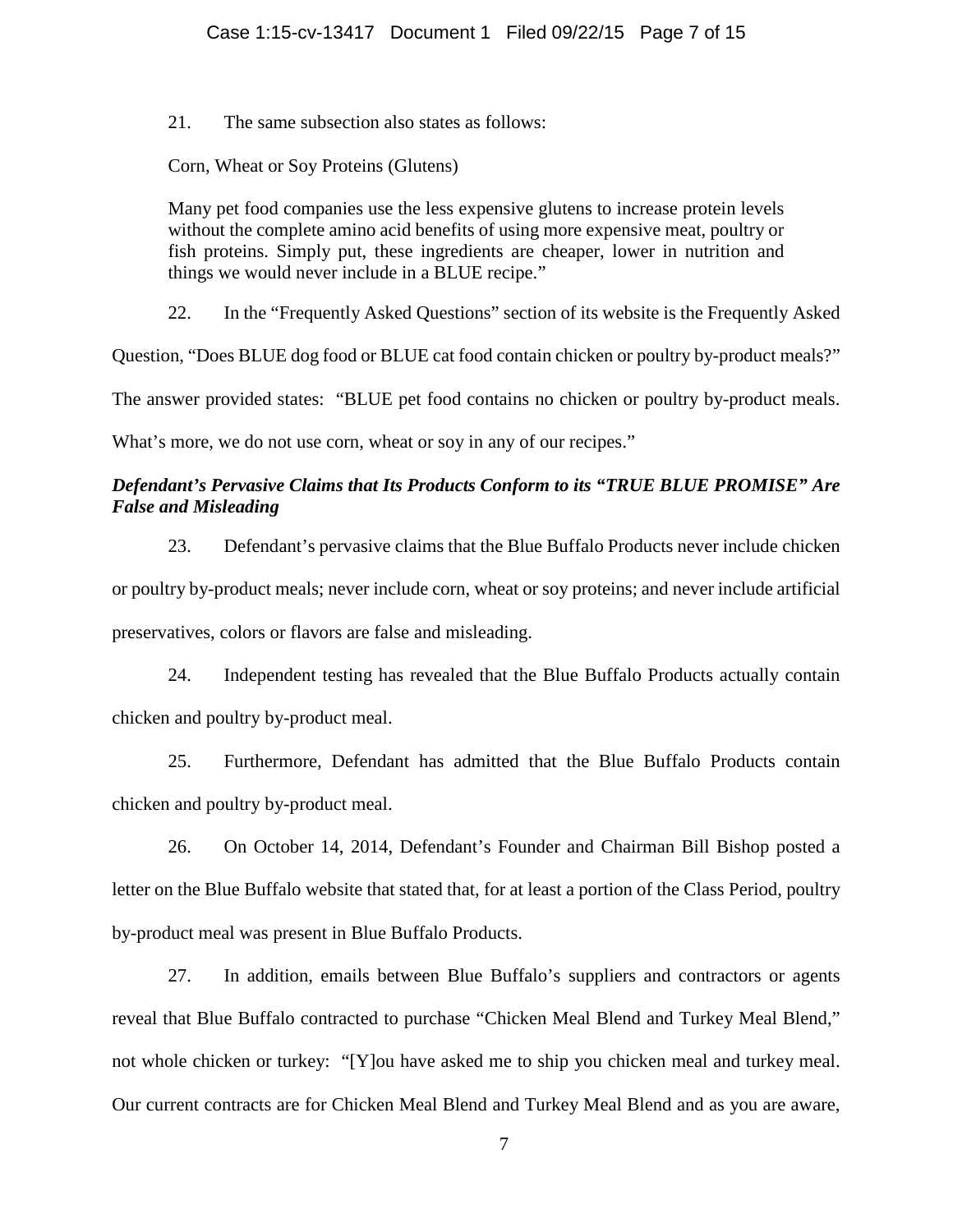21. The same subsection also states as follows:

> Corn, Wheat or Soy Proteins (Glutens)
>
> Many pet food companies use the less expensive glutens to increase protein levels without the complete amino acid benefits of using more expensive meat, poultry or fish proteins. Simply put, these ingredients are cheaper, lower in nutrition and things we would never include in a BLUE recipe."

22. In the "Frequently Asked Questions" section of its website is the Frequently Asked Question, "Does BLUE dog food or BLUE cat food contain chicken or poultry by-product meals?" The answer provided states: "BLUE pet food contains no chicken or poultry by-product meals. What's more, we do not use corn, wheat or soy in any of our recipes."

***Defendant's Pervasive Claims that Its Products Conform to its "TRUE BLUE PROMISE" Are False and Misleading***

23. Defendant's pervasive claims that the Blue Buffalo Products never include chicken or poultry by-product meals; never include corn, wheat or soy proteins; and never include artificial preservatives, colors or flavors are false and misleading.

24. Independent testing has revealed that the Blue Buffalo Products actually contain chicken and poultry by-product meal.

25. Furthermore, Defendant has admitted that the Blue Buffalo Products contain chicken and poultry by-product meal.

26. On October 14, 2014, Defendant's Founder and Chairman Bill Bishop posted a letter on the Blue Buffalo website that stated that, for at least a portion of the Class Period, poultry by-product meal was present in Blue Buffalo Products.

27. In addition, emails between Blue Buffalo's suppliers and contractors or agents reveal that Blue Buffalo contracted to purchase "Chicken Meal Blend and Turkey Meal Blend," not whole chicken or turkey: "[Y]ou have asked me to ship you chicken meal and turkey meal. Our current contracts are for Chicken Meal Blend and Turkey Meal Blend and as you are aware,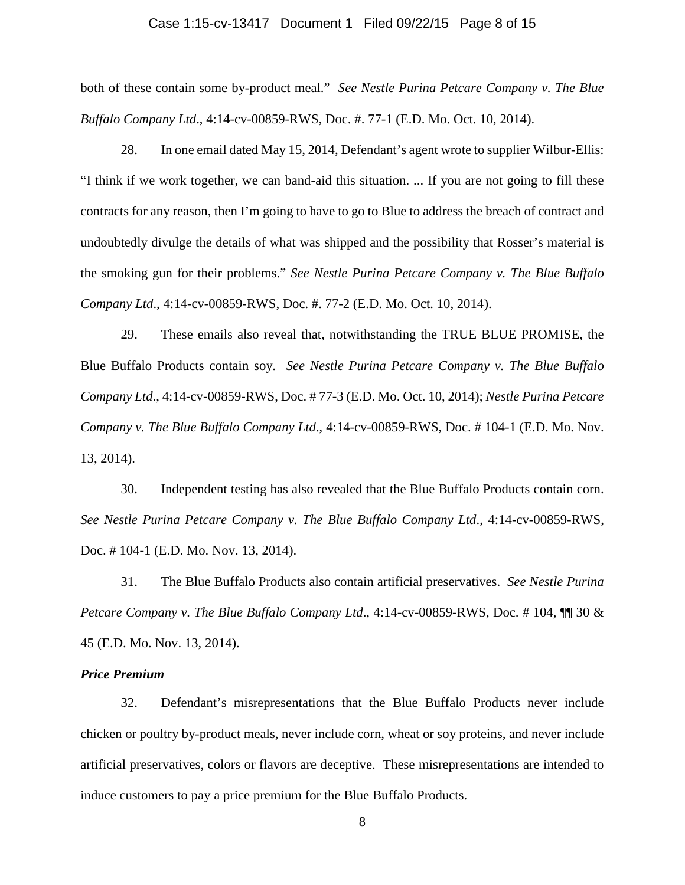both of these contain some by-product meal." *See Nestle Purina Petcare Company v. The Blue Buffalo Company Ltd*., 4:14-cv-00859-RWS, Doc. #. 77-1 (E.D. Mo. Oct. 10, 2014).

28. In one email dated May 15, 2014, Defendant's agent wrote to supplier Wilbur-Ellis: "I think if we work together, we can band-aid this situation. ... If you are not going to fill these contracts for any reason, then I'm going to have to go to Blue to address the breach of contract and undoubtedly divulge the details of what was shipped and the possibility that Rosser's material is the smoking gun for their problems." *See Nestle Purina Petcare Company v. The Blue Buffalo Company Ltd*., 4:14-cv-00859-RWS, Doc. #. 77-2 (E.D. Mo. Oct. 10, 2014).

29. These emails also reveal that, notwithstanding the TRUE BLUE PROMISE, the Blue Buffalo Products contain soy. *See Nestle Purina Petcare Company v. The Blue Buffalo Company Ltd*., 4:14-cv-00859-RWS, Doc. # 77-3 (E.D. Mo. Oct. 10, 2014); *Nestle Purina Petcare Company v. The Blue Buffalo Company Ltd*., 4:14-cv-00859-RWS, Doc. # 104-1 (E.D. Mo. Nov. 13, 2014).

30. Independent testing has also revealed that the Blue Buffalo Products contain corn. *See Nestle Purina Petcare Company v. The Blue Buffalo Company Ltd*., 4:14-cv-00859-RWS, Doc. # 104-1 (E.D. Mo. Nov. 13, 2014).

31. The Blue Buffalo Products also contain artificial preservatives. *See Nestle Purina Petcare Company v. The Blue Buffalo Company Ltd*., 4:14-cv-00859-RWS, Doc. # 104, ¶¶ 30 & 45 (E.D. Mo. Nov. 13, 2014).

***Price Premium***

32. Defendant's misrepresentations that the Blue Buffalo Products never include chicken or poultry by-product meals, never include corn, wheat or soy proteins, and never include artificial preservatives, colors or flavors are deceptive. These misrepresentations are intended to induce customers to pay a price premium for the Blue Buffalo Products.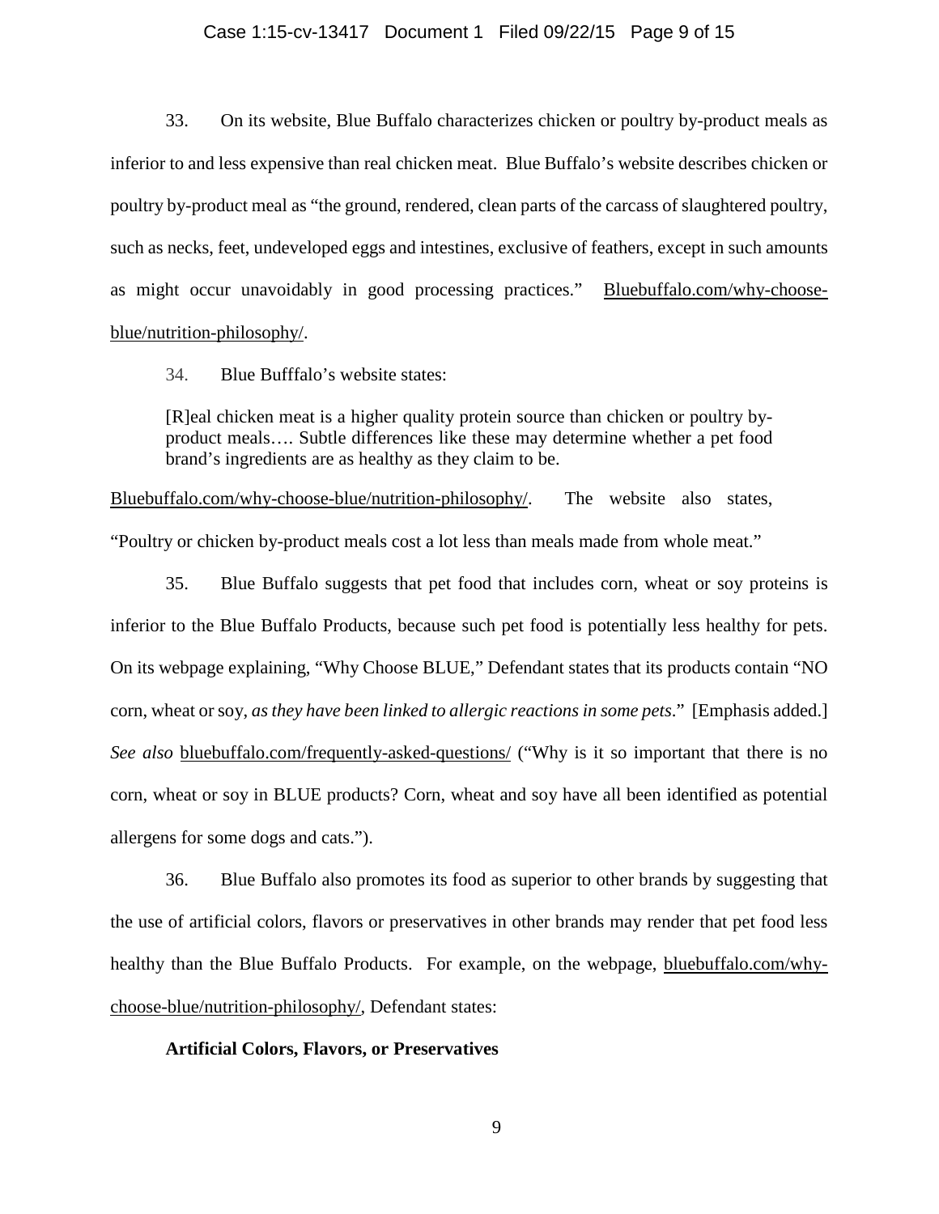33. On its website, Blue Buffalo characterizes chicken or poultry by-product meals as inferior to and less expensive than real chicken meat. Blue Buffalo's website describes chicken or poultry by-product meal as "the ground, rendered, clean parts of the carcass of slaughtered poultry, such as necks, feet, undeveloped eggs and intestines, exclusive of feathers, except in such amounts as might occur unavoidably in good processing practices." Bluebuffalo.com/why-choose-blue/nutrition-philosophy/.

34. Blue Bufffalo's website states:

> [R]eal chicken meat is a higher quality protein source than chicken or poultry by-product meals…. Subtle differences like these may determine whether a pet food brand's ingredients are as healthy as they claim to be.

Bluebuffalo.com/why-choose-blue/nutrition-philosophy/. The website also states, "Poultry or chicken by-product meals cost a lot less than meals made from whole meat."

35. Blue Buffalo suggests that pet food that includes corn, wheat or soy proteins is inferior to the Blue Buffalo Products, because such pet food is potentially less healthy for pets. On its webpage explaining, "Why Choose BLUE," Defendant states that its products contain "NO corn, wheat or soy, *as they have been linked to allergic reactions in some pets*." [Emphasis added.] *See also* bluebuffalo.com/frequently-asked-questions/ ("Why is it so important that there is no corn, wheat or soy in BLUE products? Corn, wheat and soy have all been identified as potential allergens for some dogs and cats.").

36. Blue Buffalo also promotes its food as superior to other brands by suggesting that the use of artificial colors, flavors or preservatives in other brands may render that pet food less healthy than the Blue Buffalo Products. For example, on the webpage, bluebuffalo.com/why-choose-blue/nutrition-philosophy/, Defendant states:

> **Artificial Colors, Flavors, or Preservatives**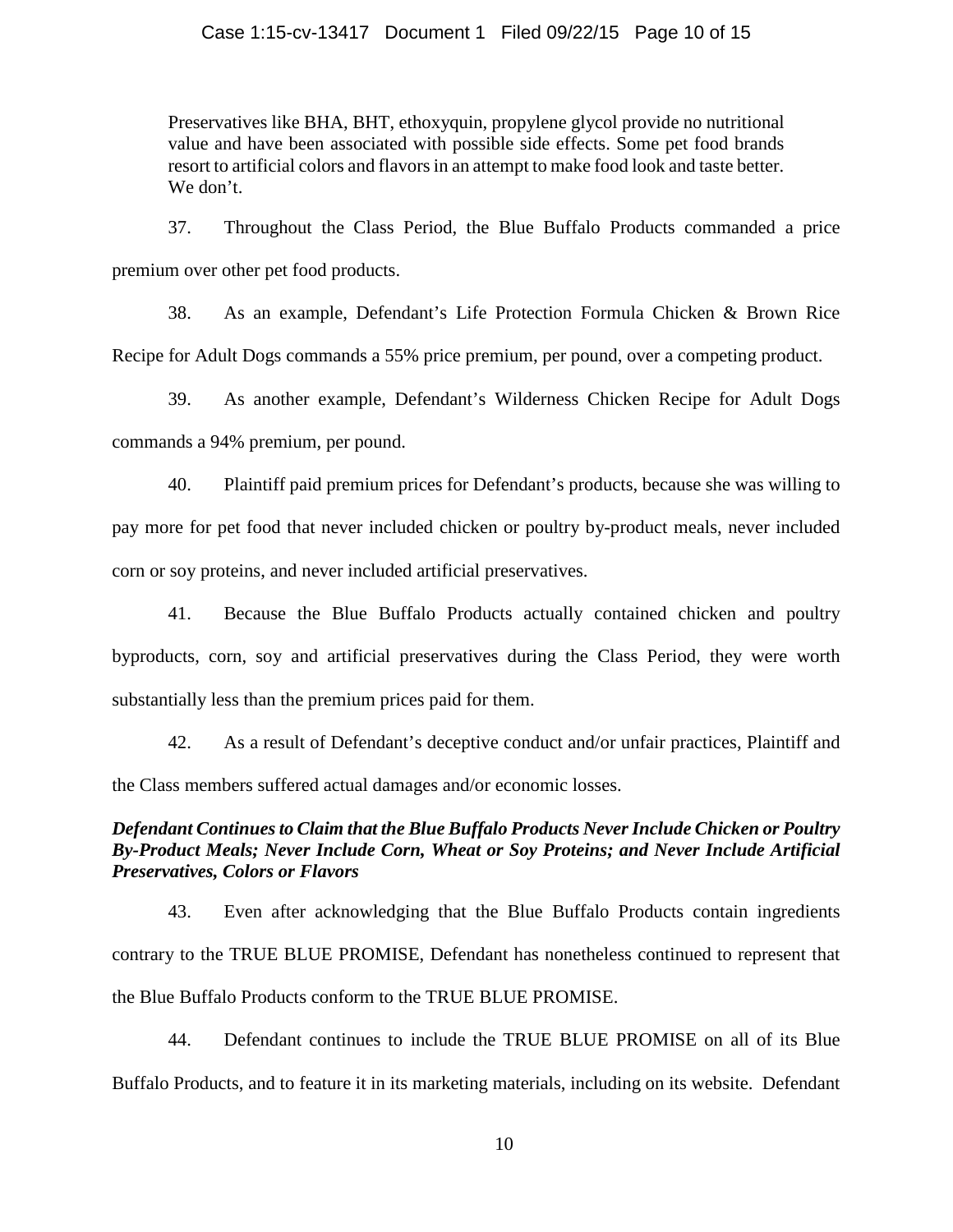> Preservatives like BHA, BHT, ethoxyquin, propylene glycol provide no nutritional value and have been associated with possible side effects. Some pet food brands resort to artificial colors and flavors in an attempt to make food look and taste better. We don't.

37. Throughout the Class Period, the Blue Buffalo Products commanded a price premium over other pet food products.

38. As an example, Defendant's Life Protection Formula Chicken & Brown Rice Recipe for Adult Dogs commands a 55% price premium, per pound, over a competing product.

39. As another example, Defendant's Wilderness Chicken Recipe for Adult Dogs commands a 94% premium, per pound.

40. Plaintiff paid premium prices for Defendant's products, because she was willing to pay more for pet food that never included chicken or poultry by-product meals, never included corn or soy proteins, and never included artificial preservatives.

41. Because the Blue Buffalo Products actually contained chicken and poultry byproducts, corn, soy and artificial preservatives during the Class Period, they were worth substantially less than the premium prices paid for them.

42. As a result of Defendant's deceptive conduct and/or unfair practices, Plaintiff and the Class members suffered actual damages and/or economic losses.

***Defendant Continues to Claim that the Blue Buffalo Products Never Include Chicken or Poultry By-Product Meals; Never Include Corn, Wheat or Soy Proteins; and Never Include Artificial Preservatives, Colors or Flavors***

43. Even after acknowledging that the Blue Buffalo Products contain ingredients contrary to the TRUE BLUE PROMISE, Defendant has nonetheless continued to represent that the Blue Buffalo Products conform to the TRUE BLUE PROMISE.

44. Defendant continues to include the TRUE BLUE PROMISE on all of its Blue Buffalo Products, and to feature it in its marketing materials, including on its website. Defendant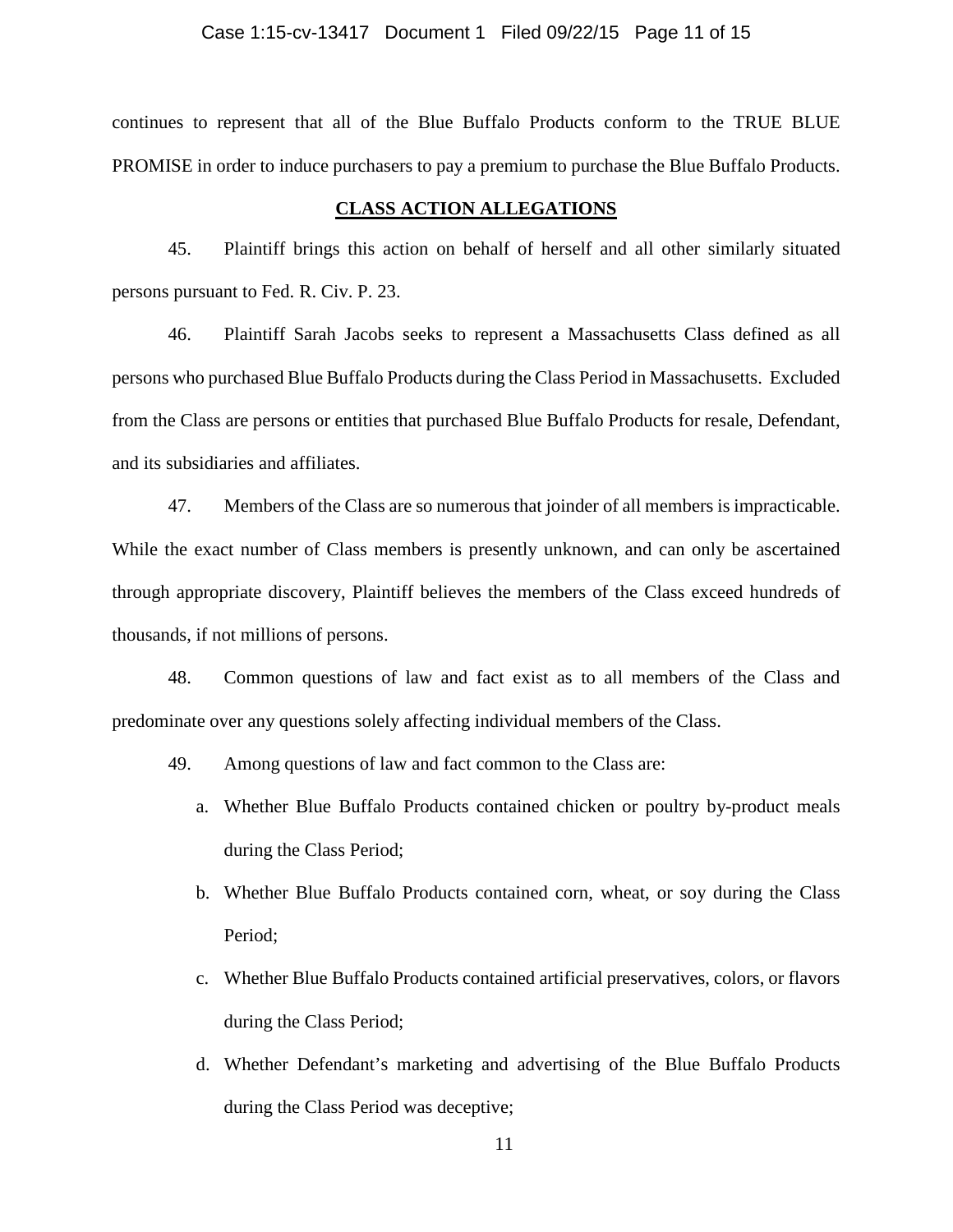continues to represent that all of the Blue Buffalo Products conform to the TRUE BLUE PROMISE in order to induce purchasers to pay a premium to purchase the Blue Buffalo Products.

## CLASS ACTION ALLEGATIONS

45. Plaintiff brings this action on behalf of herself and all other similarly situated persons pursuant to Fed. R. Civ. P. 23.

46. Plaintiff Sarah Jacobs seeks to represent a Massachusetts Class defined as all persons who purchased Blue Buffalo Products during the Class Period in Massachusetts. Excluded from the Class are persons or entities that purchased Blue Buffalo Products for resale, Defendant, and its subsidiaries and affiliates.

47. Members of the Class are so numerous that joinder of all members is impracticable. While the exact number of Class members is presently unknown, and can only be ascertained through appropriate discovery, Plaintiff believes the members of the Class exceed hundreds of thousands, if not millions of persons.

48. Common questions of law and fact exist as to all members of the Class and predominate over any questions solely affecting individual members of the Class.

49. Among questions of law and fact common to the Class are:

a. Whether Blue Buffalo Products contained chicken or poultry by-product meals during the Class Period;

b. Whether Blue Buffalo Products contained corn, wheat, or soy during the Class Period;

c. Whether Blue Buffalo Products contained artificial preservatives, colors, or flavors during the Class Period;

d. Whether Defendant's marketing and advertising of the Blue Buffalo Products during the Class Period was deceptive;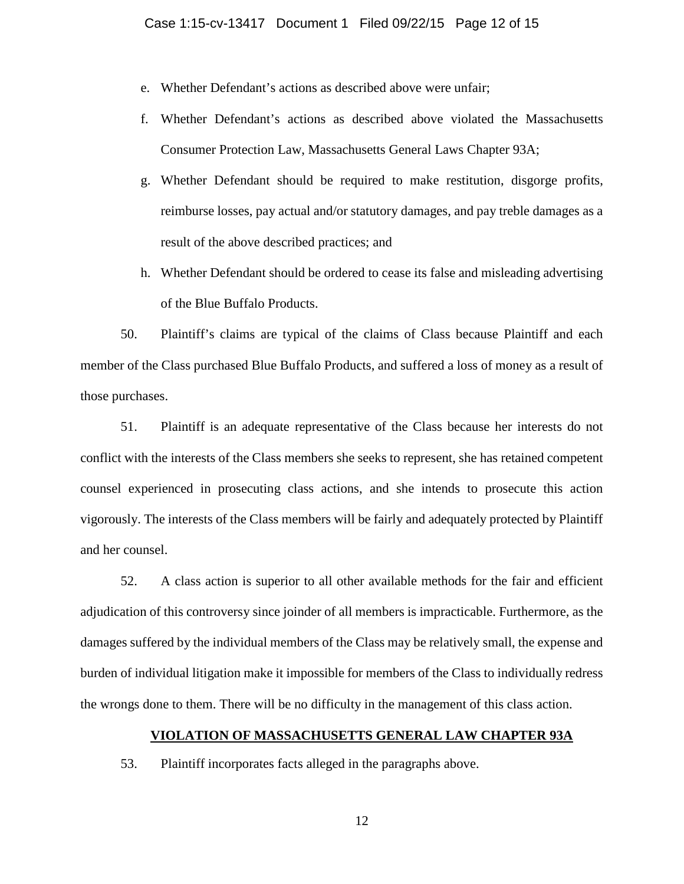e. Whether Defendant's actions as described above were unfair;

f. Whether Defendant's actions as described above violated the Massachusetts Consumer Protection Law, Massachusetts General Laws Chapter 93A;

g. Whether Defendant should be required to make restitution, disgorge profits, reimburse losses, pay actual and/or statutory damages, and pay treble damages as a result of the above described practices; and

h. Whether Defendant should be ordered to cease its false and misleading advertising of the Blue Buffalo Products.

50. Plaintiff's claims are typical of the claims of Class because Plaintiff and each member of the Class purchased Blue Buffalo Products, and suffered a loss of money as a result of those purchases.

51. Plaintiff is an adequate representative of the Class because her interests do not conflict with the interests of the Class members she seeks to represent, she has retained competent counsel experienced in prosecuting class actions, and she intends to prosecute this action vigorously. The interests of the Class members will be fairly and adequately protected by Plaintiff and her counsel.

52. A class action is superior to all other available methods for the fair and efficient adjudication of this controversy since joinder of all members is impracticable. Furthermore, as the damages suffered by the individual members of the Class may be relatively small, the expense and burden of individual litigation make it impossible for members of the Class to individually redress the wrongs done to them. There will be no difficulty in the management of this class action.

## VIOLATION OF MASSACHUSETTS GENERAL LAW CHAPTER 93A

53. Plaintiff incorporates facts alleged in the paragraphs above.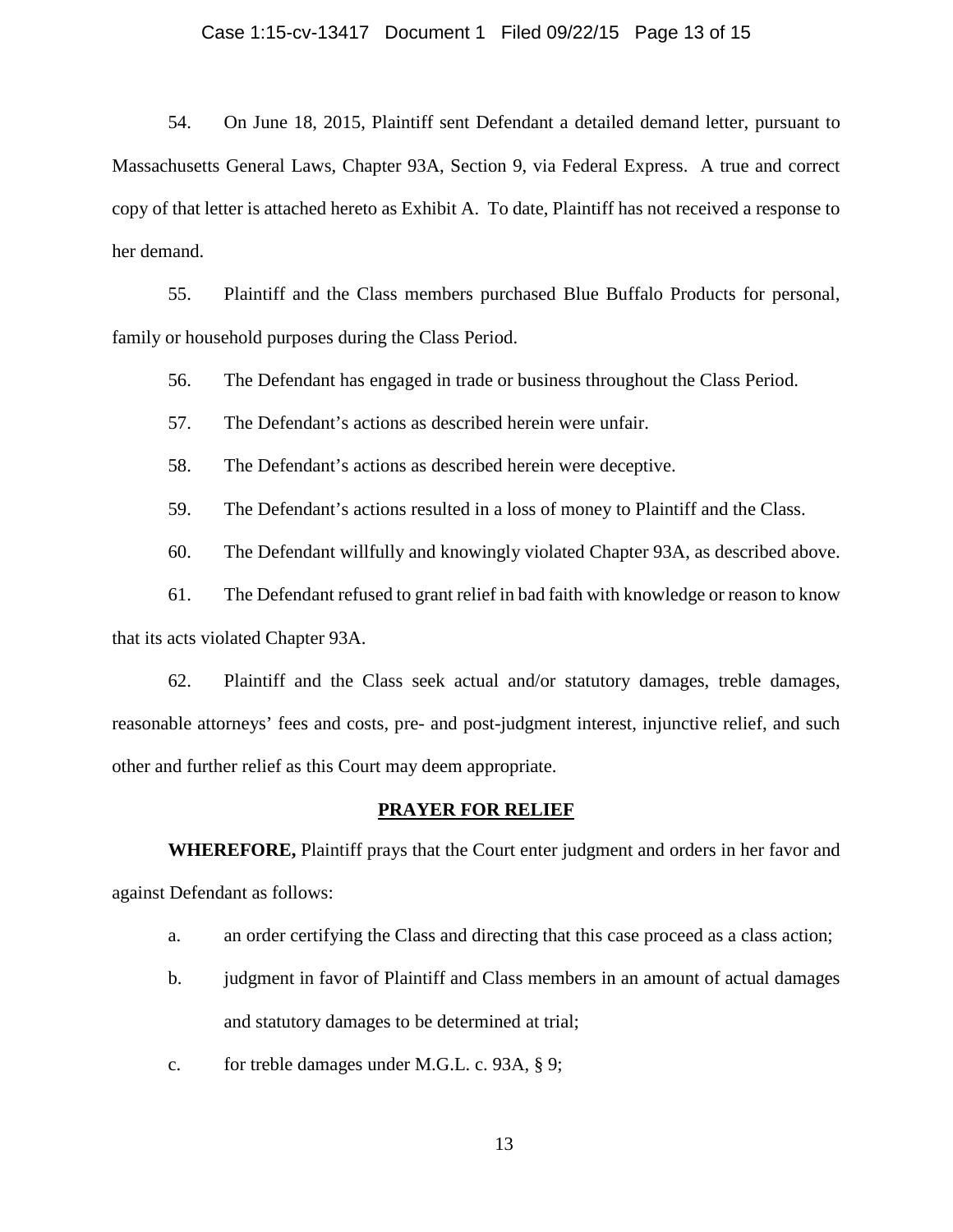54. On June 18, 2015, Plaintiff sent Defendant a detailed demand letter, pursuant to Massachusetts General Laws, Chapter 93A, Section 9, via Federal Express. A true and correct copy of that letter is attached hereto as Exhibit A. To date, Plaintiff has not received a response to her demand.

55. Plaintiff and the Class members purchased Blue Buffalo Products for personal, family or household purposes during the Class Period.

56. The Defendant has engaged in trade or business throughout the Class Period.

57. The Defendant's actions as described herein were unfair.

58. The Defendant's actions as described herein were deceptive.

59. The Defendant's actions resulted in a loss of money to Plaintiff and the Class.

60. The Defendant willfully and knowingly violated Chapter 93A, as described above.

61. The Defendant refused to grant relief in bad faith with knowledge or reason to know that its acts violated Chapter 93A.

62. Plaintiff and the Class seek actual and/or statutory damages, treble damages, reasonable attorneys' fees and costs, pre- and post-judgment interest, injunctive relief, and such other and further relief as this Court may deem appropriate.

## PRAYER FOR RELIEF

**WHEREFORE,** Plaintiff prays that the Court enter judgment and orders in her favor and against Defendant as follows:

a. an order certifying the Class and directing that this case proceed as a class action;

b. judgment in favor of Plaintiff and Class members in an amount of actual damages and statutory damages to be determined at trial;

c. for treble damages under M.G.L. c. 93A, § 9;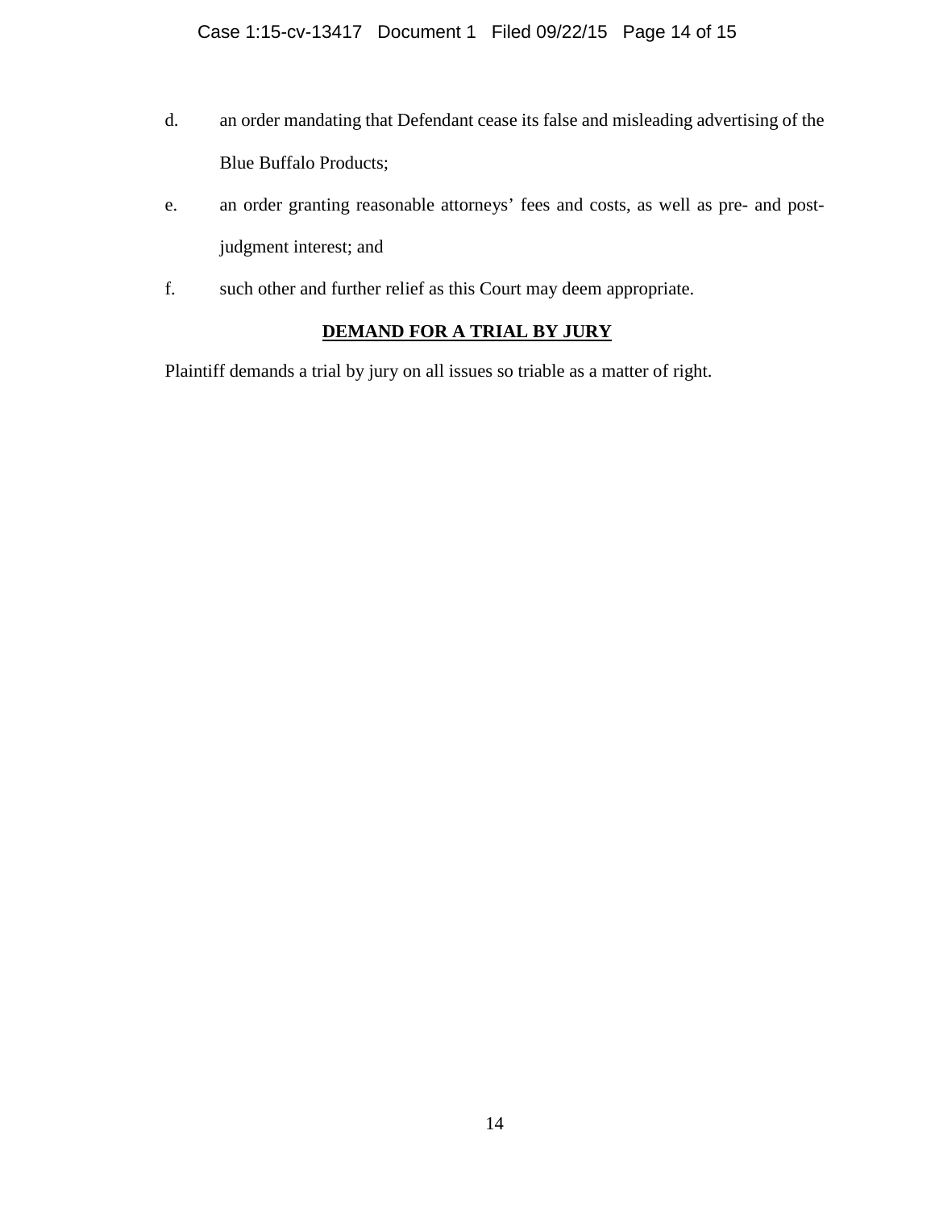d. an order mandating that Defendant cease its false and misleading advertising of the Blue Buffalo Products;

e. an order granting reasonable attorneys' fees and costs, as well as pre- and post-judgment interest; and

f. such other and further relief as this Court may deem appropriate.

**DEMAND FOR A TRIAL BY JURY**

Plaintiff demands a trial by jury on all issues so triable as a matter of right.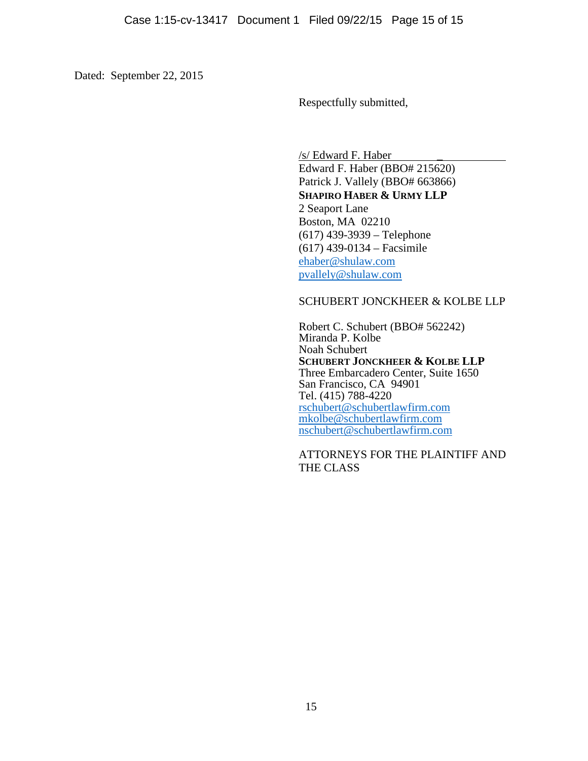Dated: September 22, 2015

Respectfully submitted,

/s/ Edward F. Haber
Edward F. Haber (BBO# 215620)
Patrick J. Vallely (BBO# 663866)
**SHAPIRO HABER & URMY LLP**
2 Seaport Lane
Boston, MA 02210
(617) 439-3939 – Telephone
(617) 439-0134 – Facsimile
ehaber@shulaw.com
pvallely@shulaw.com

SCHUBERT JONCKHEER & KOLBE LLP

Robert C. Schubert (BBO# 562242)
Miranda P. Kolbe
Noah Schubert
**SCHUBERT JONCKHEER & KOLBE LLP**
Three Embarcadero Center, Suite 1650
San Francisco, CA 94901
Tel. (415) 788-4220
rschubert@schubertlawfirm.com
mkolbe@schubertlawfirm.com
nschubert@schubertlawfirm.com

ATTORNEYS FOR THE PLAINTIFF AND THE CLASS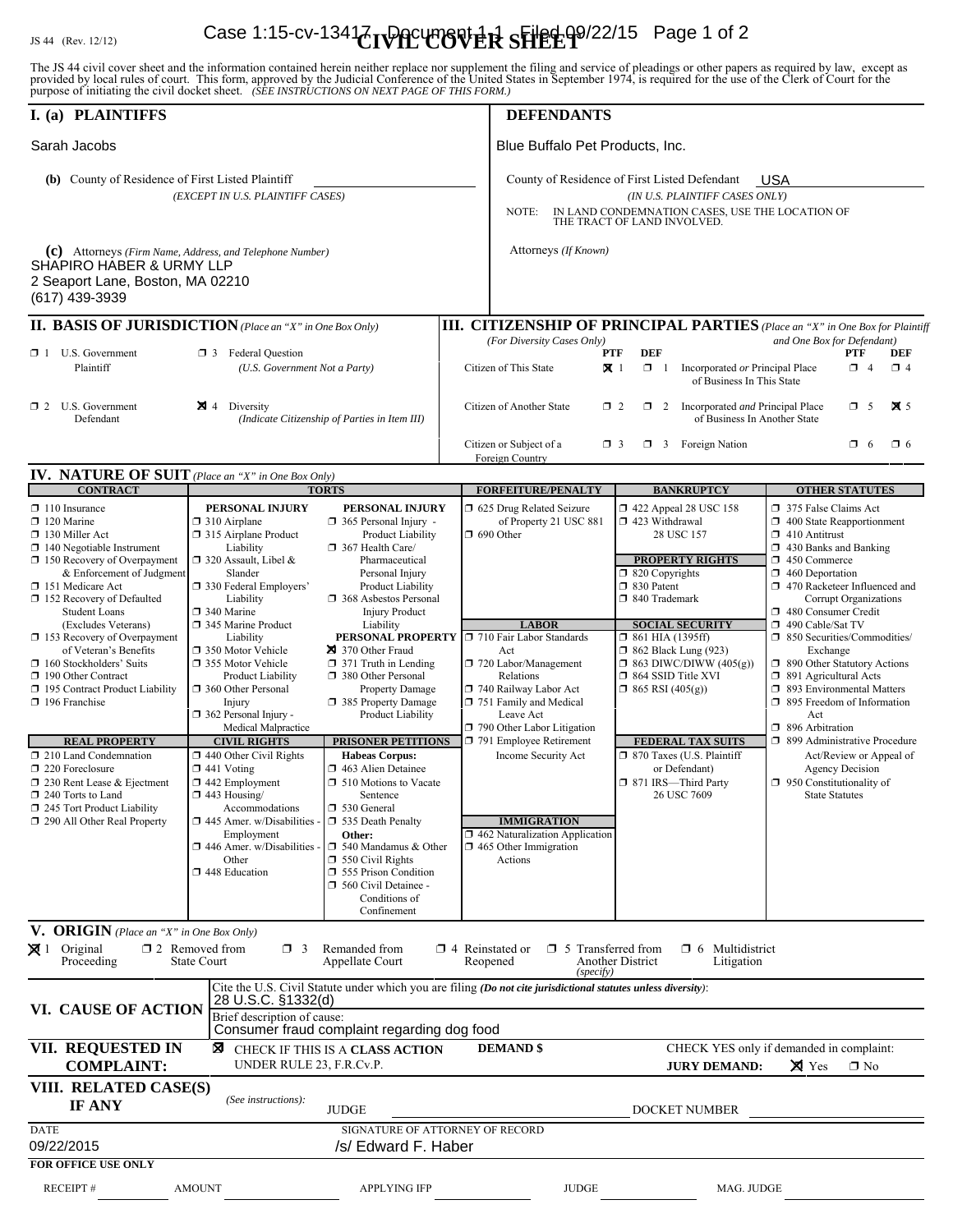JS 44 (Rev. 12/12)

# CIVIL COVER SHEET

The JS 44 civil cover sheet and the information contained herein neither replace nor supplement the filing and service of pleadings or other papers as required by law, except as provided by local rules of court. This form, approved by the Judicial Conference of the United States in September 1974, is required for the use of the Clerk of Court for the purpose of initiating the civil docket sheet. *(SEE INSTRUCTIONS ON NEXT PAGE OF THIS FORM.)*

## I. (a) PLAINTIFFS

Sarah Jacobs

**(b)** County of Residence of First Listed Plaintiff
*(EXCEPT IN U.S. PLAINTIFF CASES)*

**(c)** Attorneys *(Firm Name, Address, and Telephone Number)*
SHAPIRO HABER & URMY LLP
2 Seaport Lane, Boston, MA 02210
(617) 439-3939

## DEFENDANTS

Blue Buffalo Pet Products, Inc.

County of Residence of First Listed Defendant USA
*(IN U.S. PLAINTIFF CASES ONLY)*
NOTE: IN LAND CONDEMNATION CASES, USE THE LOCATION OF THE TRACT OF LAND INVOLVED.

Attorneys *(If Known)*

## II. BASIS OF JURISDICTION *(Place an "X" in One Box Only)*

- ☐ 1 U.S. Government Plaintiff
- ☐ 3 Federal Question *(U.S. Government Not a Party)*
- ☐ 2 U.S. Government Defendant
- ☒ 4 Diversity *(Indicate Citizenship of Parties in Item III)*

## III. CITIZENSHIP OF PRINCIPAL PARTIES *(Place an "X" in One Box for Plaintiff and One Box for Defendant)*

*(For Diversity Cases Only)*

| | PTF | DEF | | PTF | DEF |
|---|---|---|---|---|---|
| Citizen of This State | ☒ 1 | ☐ 1 | Incorporated *or* Principal Place of Business In This State | ☐ 4 | ☐ 4 |
| Citizen of Another State | ☐ 2 | ☐ 2 | Incorporated *and* Principal Place of Business In Another State | ☐ 5 | ☒ 5 |
| Citizen or Subject of a Foreign Country | ☐ 3 | ☐ 3 | Foreign Nation | ☐ 6 | ☐ 6 |

## IV. NATURE OF SUIT *(Place an "X" in One Box Only)*

**CONTRACT**
- ☐ 110 Insurance
- ☐ 120 Marine
- ☐ 130 Miller Act
- ☐ 140 Negotiable Instrument
- ☐ 150 Recovery of Overpayment & Enforcement of Judgment
- ☐ 151 Medicare Act
- ☐ 152 Recovery of Defaulted Student Loans (Excludes Veterans)
- ☐ 153 Recovery of Overpayment of Veteran's Benefits
- ☐ 160 Stockholders' Suits
- ☐ 190 Other Contract
- ☐ 195 Contract Product Liability
- ☐ 196 Franchise

**REAL PROPERTY**
- ☐ 210 Land Condemnation
- ☐ 220 Foreclosure
- ☐ 230 Rent Lease & Ejectment
- ☐ 240 Torts to Land
- ☐ 245 Tort Product Liability
- ☐ 290 All Other Real Property

**TORTS**

PERSONAL INJURY
- ☐ 310 Airplane
- ☐ 315 Airplane Product Liability
- ☐ 320 Assault, Libel & Slander
- ☐ 330 Federal Employers' Liability
- ☐ 340 Marine
- ☐ 345 Marine Product Liability
- ☐ 350 Motor Vehicle
- ☐ 355 Motor Vehicle Product Liability
- ☐ 360 Other Personal Injury
- ☐ 362 Personal Injury - Medical Malpractice

PERSONAL INJURY
- ☐ 365 Personal Injury - Product Liability
- ☐ 367 Health Care/ Pharmaceutical Personal Injury Product Liability
- ☐ 368 Asbestos Personal Injury Product Liability

PERSONAL PROPERTY
- ☒ 370 Other Fraud
- ☐ 371 Truth in Lending
- ☐ 380 Other Personal Property Damage
- ☐ 385 Property Damage Product Liability

**CIVIL RIGHTS**
- ☐ 440 Other Civil Rights
- ☐ 441 Voting
- ☐ 442 Employment
- ☐ 443 Housing/ Accommodations
- ☐ 445 Amer. w/Disabilities - Employment
- ☐ 446 Amer. w/Disabilities - Other
- ☐ 448 Education

**PRISONER PETITIONS**

Habeas Corpus:
- ☐ 463 Alien Detainee
- ☐ 510 Motions to Vacate Sentence
- ☐ 530 General
- ☐ 535 Death Penalty

Other:
- ☐ 540 Mandamus & Other
- ☐ 550 Civil Rights
- ☐ 555 Prison Condition
- ☐ 560 Civil Detainee - Conditions of Confinement

**FORFEITURE/PENALTY**
- ☐ 625 Drug Related Seizure of Property 21 USC 881
- ☐ 690 Other

**LABOR**
- ☐ 710 Fair Labor Standards Act
- ☐ 720 Labor/Management Relations
- ☐ 740 Railway Labor Act
- ☐ 751 Family and Medical Leave Act
- ☐ 790 Other Labor Litigation
- ☐ 791 Employee Retirement Income Security Act

**IMMIGRATION**
- ☐ 462 Naturalization Application
- ☐ 465 Other Immigration Actions

**BANKRUPTCY**
- ☐ 422 Appeal 28 USC 158
- ☐ 423 Withdrawal 28 USC 157

**PROPERTY RIGHTS**
- ☐ 820 Copyrights
- ☐ 830 Patent
- ☐ 840 Trademark

**SOCIAL SECURITY**
- ☐ 861 HIA (1395ff)
- ☐ 862 Black Lung (923)
- ☐ 863 DIWC/DIWW (405(g))
- ☐ 864 SSID Title XVI
- ☐ 865 RSI (405(g))

**FEDERAL TAX SUITS**
- ☐ 870 Taxes (U.S. Plaintiff or Defendant)
- ☐ 871 IRS—Third Party 26 USC 7609

**OTHER STATUTES**
- ☐ 375 False Claims Act
- ☐ 400 State Reapportionment
- ☐ 410 Antitrust
- ☐ 430 Banks and Banking
- ☐ 450 Commerce
- ☐ 460 Deportation
- ☐ 470 Racketeer Influenced and Corrupt Organizations
- ☐ 480 Consumer Credit
- ☐ 490 Cable/Sat TV
- ☐ 850 Securities/Commodities/ Exchange
- ☐ 890 Other Statutory Actions
- ☐ 891 Agricultural Acts
- ☐ 893 Environmental Matters
- ☐ 895 Freedom of Information Act
- ☐ 896 Arbitration
- ☐ 899 Administrative Procedure Act/Review or Appeal of Agency Decision
- ☐ 950 Constitutionality of State Statutes

## V. ORIGIN *(Place an "X" in One Box Only)*

- ☒ 1 Original Proceeding
- ☐ 2 Removed from State Court
- ☐ 3 Remanded from Appellate Court
- ☐ 4 Reinstated or Reopened
- ☐ 5 Transferred from Another District *(specify)*
- ☐ 6 Multidistrict Litigation

## VI. CAUSE OF ACTION

Cite the U.S. Civil Statute under which you are filing ***(Do not cite jurisdictional statutes unless diversity)***:
28 U.S.C. §1332(d)

Brief description of cause:
Consumer fraud complaint regarding dog food

## VII. REQUESTED IN COMPLAINT:

☒ CHECK IF THIS IS A **CLASS ACTION** UNDER RULE 23, F.R.Cv.P.

**DEMAND $**

CHECK YES only if demanded in complaint:
**JURY DEMAND:** ☒ Yes ☐ No

## VIII. RELATED CASE(S) IF ANY

*(See instructions):*
JUDGE
DOCKET NUMBER

DATE
09/22/2015

SIGNATURE OF ATTORNEY OF RECORD
/s/ Edward F. Haber

**FOR OFFICE USE ONLY**

RECEIPT # AMOUNT APPLYING IFP JUDGE MAG. JUDGE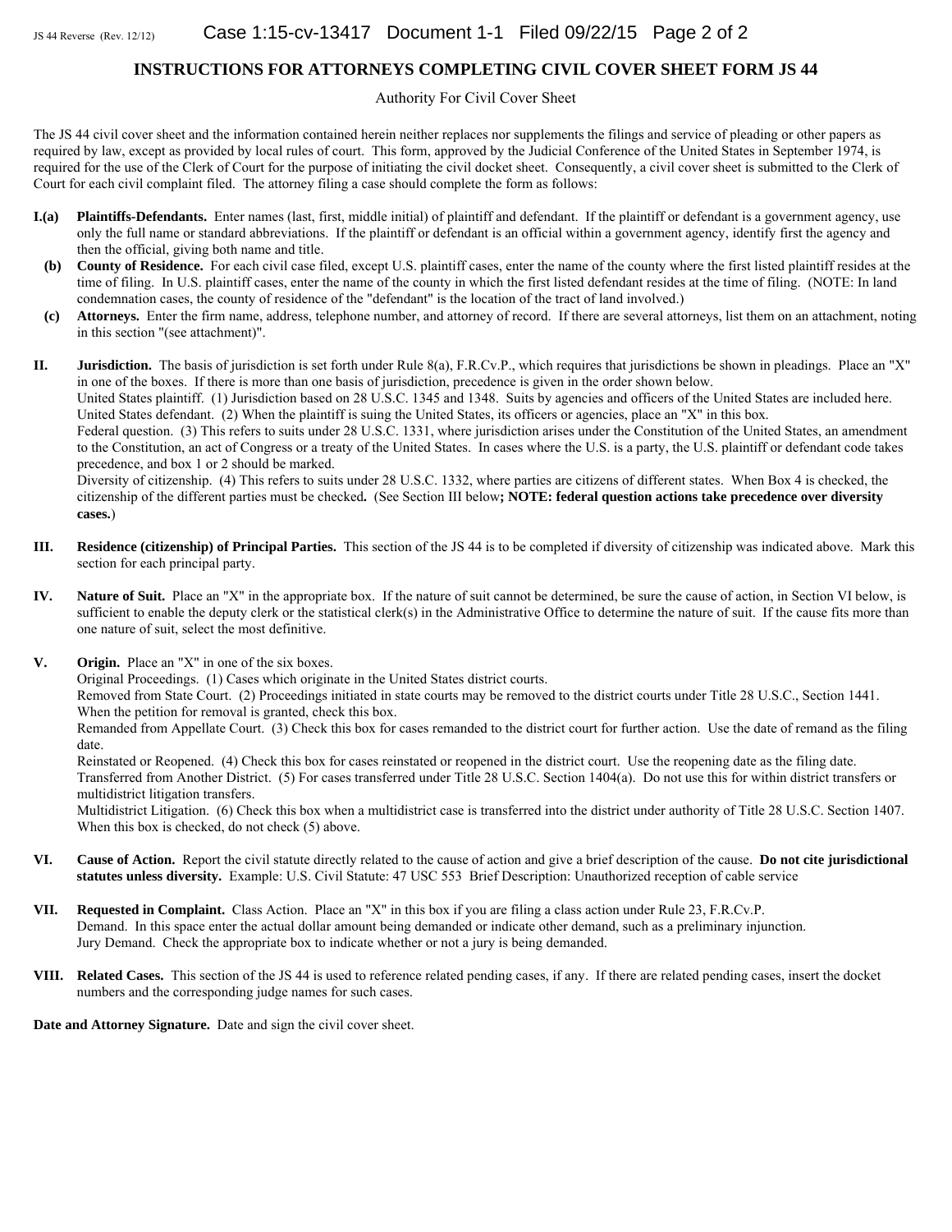## INSTRUCTIONS FOR ATTORNEYS COMPLETING CIVIL COVER SHEET FORM JS 44

Authority For Civil Cover Sheet

The JS 44 civil cover sheet and the information contained herein neither replaces nor supplements the filings and service of pleading or other papers as required by law, except as provided by local rules of court. This form, approved by the Judicial Conference of the United States in September 1974, is required for the use of the Clerk of Court for the purpose of initiating the civil docket sheet. Consequently, a civil cover sheet is submitted to the Clerk of Court for each civil complaint filed. The attorney filing a case should complete the form as follows:

**I.(a)** **Plaintiffs-Defendants.** Enter names (last, first, middle initial) of plaintiff and defendant. If the plaintiff or defendant is a government agency, use only the full name or standard abbreviations. If the plaintiff or defendant is an official within a government agency, identify first the agency and then the official, giving both name and title.

**(b)** **County of Residence.** For each civil case filed, except U.S. plaintiff cases, enter the name of the county where the first listed plaintiff resides at the time of filing. In U.S. plaintiff cases, enter the name of the county in which the first listed defendant resides at the time of filing. (NOTE: In land condemnation cases, the county of residence of the "defendant" is the location of the tract of land involved.)

**(c)** **Attorneys.** Enter the firm name, address, telephone number, and attorney of record. If there are several attorneys, list them on an attachment, noting in this section "(see attachment)".

**II.** **Jurisdiction.** The basis of jurisdiction is set forth under Rule 8(a), F.R.Cv.P., which requires that jurisdictions be shown in pleadings. Place an "X" in one of the boxes. If there is more than one basis of jurisdiction, precedence is given in the order shown below.
United States plaintiff. (1) Jurisdiction based on 28 U.S.C. 1345 and 1348. Suits by agencies and officers of the United States are included here.
United States defendant. (2) When the plaintiff is suing the United States, its officers or agencies, place an "X" in this box.
Federal question. (3) This refers to suits under 28 U.S.C. 1331, where jurisdiction arises under the Constitution of the United States, an amendment to the Constitution, an act of Congress or a treaty of the United States. In cases where the U.S. is a party, the U.S. plaintiff or defendant code takes precedence, and box 1 or 2 should be marked.
Diversity of citizenship. (4) This refers to suits under 28 U.S.C. 1332, where parties are citizens of different states. When Box 4 is checked, the citizenship of the different parties must be checked**.** (See Section III below**; NOTE: federal question actions take precedence over diversity cases.**)

**III.** **Residence (citizenship) of Principal Parties.** This section of the JS 44 is to be completed if diversity of citizenship was indicated above. Mark this section for each principal party.

**IV.** **Nature of Suit.** Place an "X" in the appropriate box. If the nature of suit cannot be determined, be sure the cause of action, in Section VI below, is sufficient to enable the deputy clerk or the statistical clerk(s) in the Administrative Office to determine the nature of suit. If the cause fits more than one nature of suit, select the most definitive.

**V.** **Origin.** Place an "X" in one of the six boxes.
Original Proceedings. (1) Cases which originate in the United States district courts.
Removed from State Court. (2) Proceedings initiated in state courts may be removed to the district courts under Title 28 U.S.C., Section 1441. When the petition for removal is granted, check this box.
Remanded from Appellate Court. (3) Check this box for cases remanded to the district court for further action. Use the date of remand as the filing date.
Reinstated or Reopened. (4) Check this box for cases reinstated or reopened in the district court. Use the reopening date as the filing date.
Transferred from Another District. (5) For cases transferred under Title 28 U.S.C. Section 1404(a). Do not use this for within district transfers or multidistrict litigation transfers.
Multidistrict Litigation. (6) Check this box when a multidistrict case is transferred into the district under authority of Title 28 U.S.C. Section 1407. When this box is checked, do not check (5) above.

**VI.** **Cause of Action.** Report the civil statute directly related to the cause of action and give a brief description of the cause. **Do not cite jurisdictional statutes unless diversity.** Example: U.S. Civil Statute: 47 USC 553 Brief Description: Unauthorized reception of cable service

**VII.** **Requested in Complaint.** Class Action. Place an "X" in this box if you are filing a class action under Rule 23, F.R.Cv.P.
Demand. In this space enter the actual dollar amount being demanded or indicate other demand, such as a preliminary injunction.
Jury Demand. Check the appropriate box to indicate whether or not a jury is being demanded.

**VIII.** **Related Cases.** This section of the JS 44 is used to reference related pending cases, if any. If there are related pending cases, insert the docket numbers and the corresponding judge names for such cases.

**Date and Attorney Signature.** Date and sign the civil cover sheet.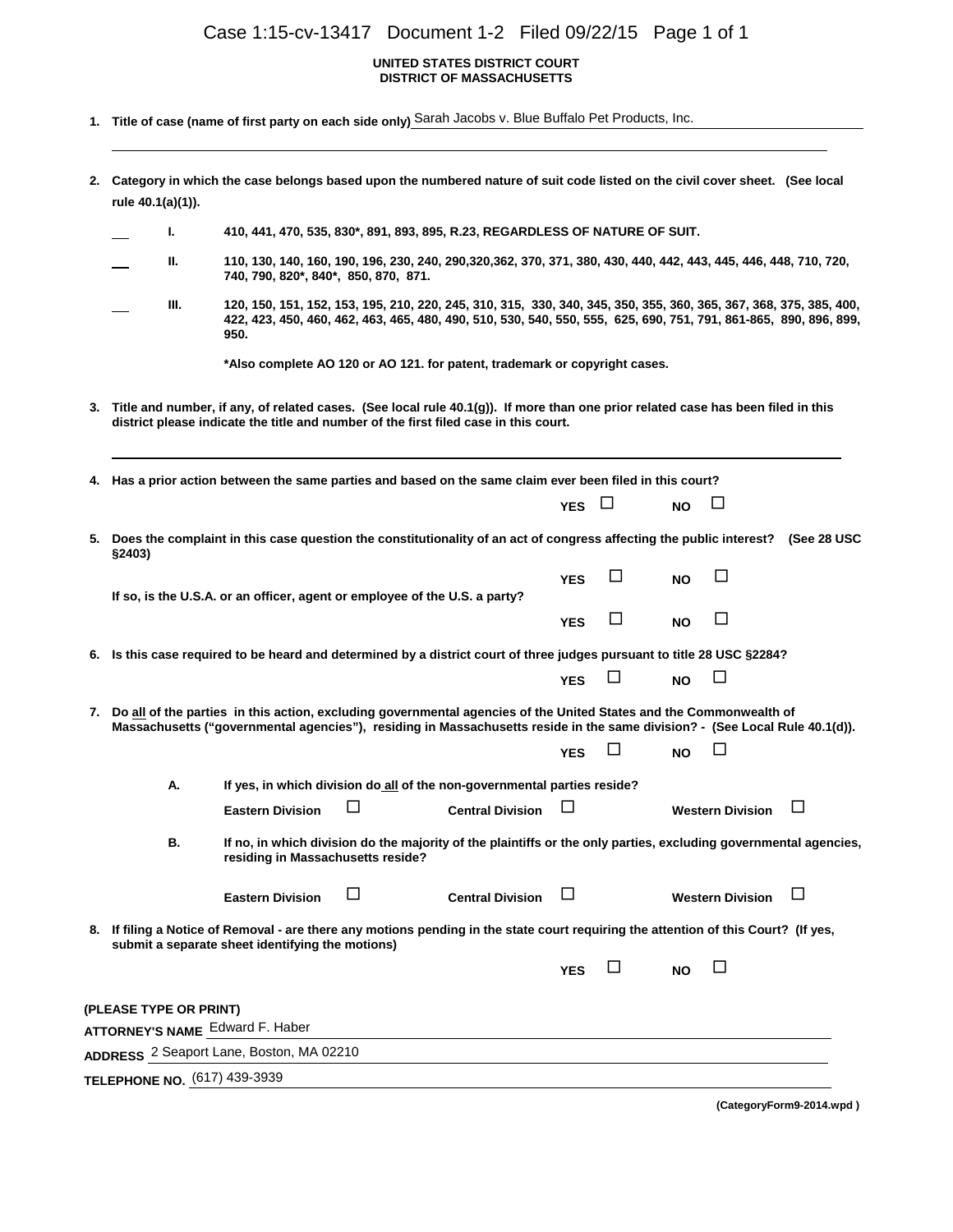**UNITED STATES DISTRICT COURT**
**DISTRICT OF MASSACHUSETTS**

1. **Title of case (name of first party on each side only)** Sarah Jacobs v. Blue Buffalo Pet Products, Inc.

2. **Category in which the case belongs based upon the numbered nature of suit code listed on the civil cover sheet. (See local rule 40.1(a)(1)).**

   ___ **I.** **410, 441, 470, 535, 830\*, 891, 893, 895, R.23, REGARDLESS OF NATURE OF SUIT.**

   ___ **II.** **110, 130, 140, 160, 190, 196, 230, 240, 290,320,362, 370, 371, 380, 430, 440, 442, 443, 445, 446, 448, 710, 720, 740, 790, 820\*, 840\*, 850, 870, 871.**

   ___ **III.** **120, 150, 151, 152, 153, 195, 210, 220, 245, 310, 315, 330, 340, 345, 350, 355, 360, 365, 367, 368, 375, 385, 400, 422, 423, 450, 460, 462, 463, 465, 480, 490, 510, 530, 540, 550, 555, 625, 690, 751, 791, 861-865, 890, 896, 899, 950.**

   **\*Also complete AO 120 or AO 121. for patent, trademark or copyright cases.**

3. **Title and number, if any, of related cases. (See local rule 40.1(g)). If more than one prior related case has been filed in this district please indicate the title and number of the first filed case in this court.**

   ______________________________________________

4. **Has a prior action between the same parties and based on the same claim ever been filed in this court?**

   **YES** ☐ **NO** ☐

5. **Does the complaint in this case question the constitutionality of an act of congress affecting the public interest? (See 28 USC §2403)**

   **YES** ☐ **NO** ☐

   **If so, is the U.S.A. or an officer, agent or employee of the U.S. a party?**

   **YES** ☐ **NO** ☐

6. **Is this case required to be heard and determined by a district court of three judges pursuant to title 28 USC §2284?**

   **YES** ☐ **NO** ☐

7. **Do all of the parties in this action, excluding governmental agencies of the United States and the Commonwealth of Massachusetts ("governmental agencies"), residing in Massachusetts reside in the same division? - (See Local Rule 40.1(d)).**

   **YES** ☐ **NO** ☐

   **A.** **If yes, in which division do all of the non-governmental parties reside?**

   **Eastern Division** ☐ **Central Division** ☐ **Western Division** ☐

   **B.** **If no, in which division do the majority of the plaintiffs or the only parties, excluding governmental agencies, residing in Massachusetts reside?**

   **Eastern Division** ☐ **Central Division** ☐ **Western Division** ☐

8. **If filing a Notice of Removal - are there any motions pending in the state court requiring the attention of this Court? (If yes, submit a separate sheet identifying the motions)**

   **YES** ☐ **NO** ☐

**(PLEASE TYPE OR PRINT)**

**ATTORNEY'S NAME** Edward F. Haber

**ADDRESS** 2 Seaport Lane, Boston, MA 02210

**TELEPHONE NO.** (617) 439-3939

**(CategoryForm9-2014.wpd )**